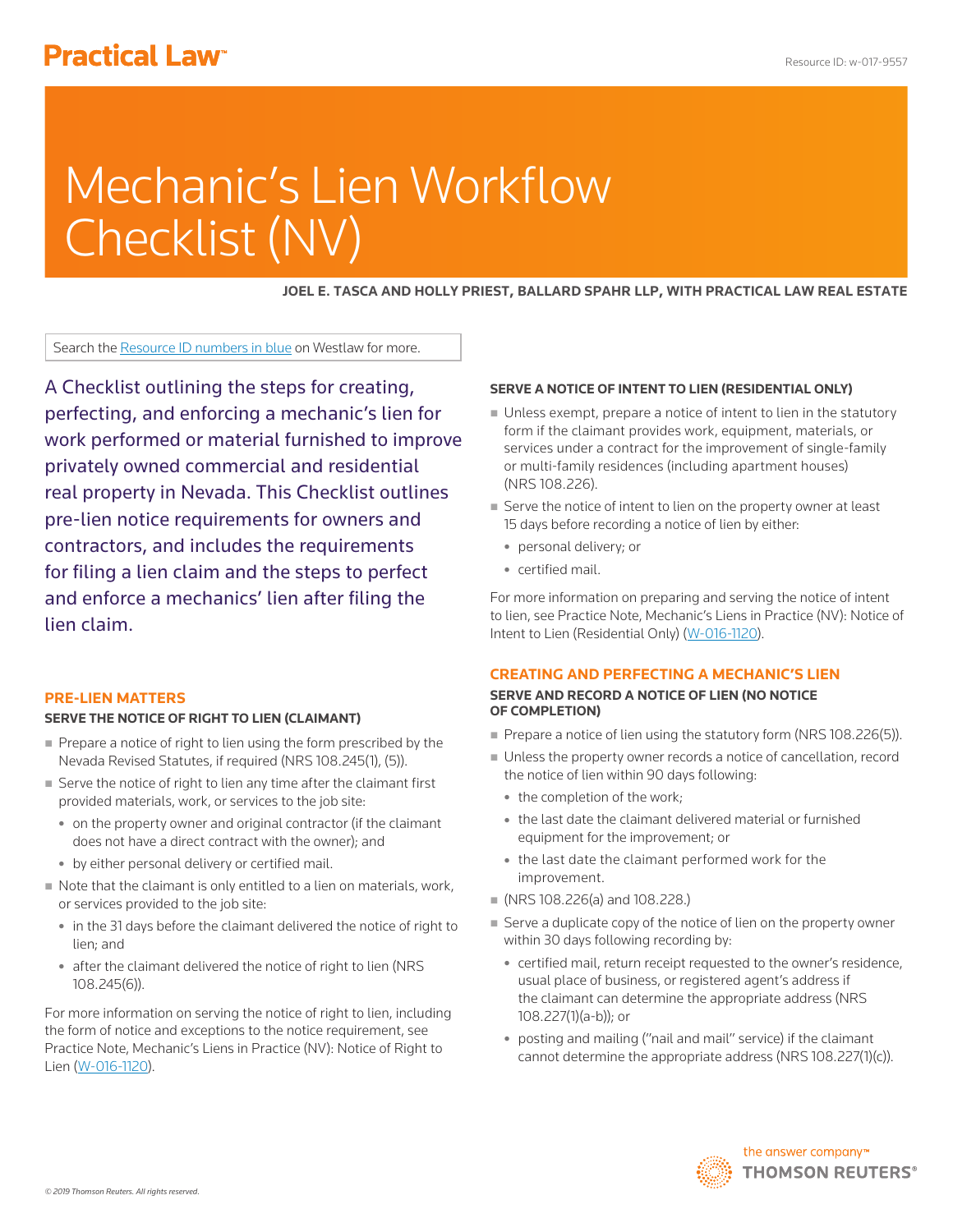# Mechanic's Lien Workflow Checklist (NV)

**JOEL E. TASCA AND HOLLY PRIEST, BALLARD SPAHR LLP, WITH PRACTICAL LAW REAL ESTATE**

Search the Resource ID numbers in blue on Westlaw for more.

A Checklist outlining the steps for creating, perfecting, and enforcing a mechanic's lien for work performed or material furnished to improve privately owned commercial and residential real property in Nevada. This Checklist outlines pre-lien notice requirements for owners and contractors, and includes the requirements for filing a lien claim and the steps to perfect and enforce a mechanics' lien after filing the lien claim.

## PRE-LIEN MATTERS

### SERVE THE NOTICE OF RIGHT TO LIEN (CLAIMANT)

- Prepare a notice of right to lien using the form prescribed by the Nevada Revised Statutes, if required (NRS 108.245(1), (5)).
- Serve the notice of right to lien any time after the claimant first provided materials, work, or services to the job site:
  - on the property owner and original contractor (if the claimant does not have a direct contract with the owner); and
  - by either personal delivery or certified mail.
- Note that the claimant is only entitled to a lien on materials, work, or services provided to the job site:
  - in the 31 days before the claimant delivered the notice of right to lien; and
  - after the claimant delivered the notice of right to lien (NRS 108.245(6)).

For more information on serving the notice of right to lien, including the form of notice and exceptions to the notice requirement, see Practice Note, Mechanic's Liens in Practice (NV): Notice of Right to Lien (W-016-1120).

### SERVE A NOTICE OF INTENT TO LIEN (RESIDENTIAL ONLY)

- Unless exempt, prepare a notice of intent to lien in the statutory form if the claimant provides work, equipment, materials, or services under a contract for the improvement of single-family or multi-family residences (including apartment houses) (NRS 108.226).
- Serve the notice of intent to lien on the property owner at least 15 days before recording a notice of lien by either:
  - personal delivery; or
  - certified mail.

For more information on preparing and serving the notice of intent to lien, see Practice Note, Mechanic's Liens in Practice (NV): Notice of Intent to Lien (Residential Only) (W-016-1120).

## CREATING AND PERFECTING A MECHANIC'S LIEN

### SERVE AND RECORD A NOTICE OF LIEN (NO NOTICE OF COMPLETION)

- Prepare a notice of lien using the statutory form (NRS 108.226(5)).
- Unless the property owner records a notice of cancellation, record the notice of lien within 90 days following:
  - the completion of the work;
  - the last date the claimant delivered material or furnished equipment for the improvement; or
  - the last date the claimant performed work for the improvement.
- (NRS 108.226(a) and 108.228.)
- Serve a duplicate copy of the notice of lien on the property owner within 30 days following recording by:
  - certified mail, return receipt requested to the owner's residence, usual place of business, or registered agent's address if the claimant can determine the appropriate address (NRS 108.227(1)(a-b)); or
  - posting and mailing ("nail and mail" service) if the claimant cannot determine the appropriate address (NRS 108.227(1)(c)).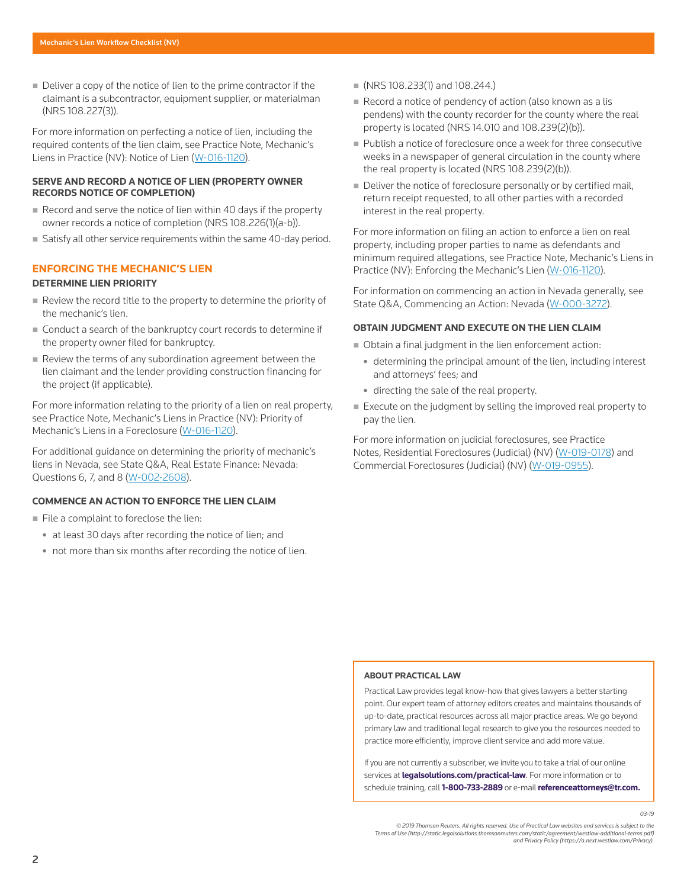- Deliver a copy of the notice of lien to the prime contractor if the claimant is a subcontractor, equipment supplier, or materialman (NRS 108.227(3)).

For more information on perfecting a notice of lien, including the required contents of the lien claim, see Practice Note, Mechanic's Liens in Practice (NV): Notice of Lien (W-016-1120).

#### SERVE AND RECORD A NOTICE OF LIEN (PROPERTY OWNER RECORDS NOTICE OF COMPLETION)

- Record and serve the notice of lien within 40 days if the property owner records a notice of completion (NRS 108.226(1)(a-b)).
- Satisfy all other service requirements within the same 40-day period.

### ENFORCING THE MECHANIC'S LIEN

#### DETERMINE LIEN PRIORITY

- Review the record title to the property to determine the priority of the mechanic's lien.
- Conduct a search of the bankruptcy court records to determine if the property owner filed for bankruptcy.
- Review the terms of any subordination agreement between the lien claimant and the lender providing construction financing for the project (if applicable).

For more information relating to the priority of a lien on real property, see Practice Note, Mechanic's Liens in Practice (NV): Priority of Mechanic's Liens in a Foreclosure (W-016-1120).

For additional guidance on determining the priority of mechanic's liens in Nevada, see State Q&A, Real Estate Finance: Nevada: Questions 6, 7, and 8 (W-002-2608).

#### COMMENCE AN ACTION TO ENFORCE THE LIEN CLAIM

- File a complaint to foreclose the lien:
  - at least 30 days after recording the notice of lien; and
  - not more than six months after recording the notice of lien.
- (NRS 108.233(1) and 108.244.)
- Record a notice of pendency of action (also known as a lis pendens) with the county recorder for the county where the real property is located (NRS 14.010 and 108.239(2)(b)).
- Publish a notice of foreclosure once a week for three consecutive weeks in a newspaper of general circulation in the county where the real property is located (NRS 108.239(2)(b)).
- Deliver the notice of foreclosure personally or by certified mail, return receipt requested, to all other parties with a recorded interest in the real property.

For more information on filing an action to enforce a lien on real property, including proper parties to name as defendants and minimum required allegations, see Practice Note, Mechanic's Liens in Practice (NV): Enforcing the Mechanic's Lien (W-016-1120).

For information on commencing an action in Nevada generally, see State Q&A, Commencing an Action: Nevada (W-000-3272).

#### OBTAIN JUDGMENT AND EXECUTE ON THE LIEN CLAIM

- Obtain a final judgment in the lien enforcement action:
  - determining the principal amount of the lien, including interest and attorneys' fees; and
  - directing the sale of the real property.
- Execute on the judgment by selling the improved real property to pay the lien.

For more information on judicial foreclosures, see Practice Notes, Residential Foreclosures (Judicial) (NV) (W-019-0178) and Commercial Foreclosures (Judicial) (NV) (W-019-0955).

**ABOUT PRACTICAL LAW**

Practical Law provides legal know-how that gives lawyers a better starting point. Our expert team of attorney editors creates and maintains thousands of up-to-date, practical resources across all major practice areas. We go beyond primary law and traditional legal research to give you the resources needed to practice more efficiently, improve client service and add more value.

If you are not currently a subscriber, we invite you to take a trial of our online services at **legalsolutions.com/practical-law**. For more information or to schedule training, call **1-800-733-2889** or e-mail **referenceattorneys@tr.com.**

*03-19*

*© 2019 Thomson Reuters. All rights reserved. Use of Practical Law websites and services is subject to the Terms of Use (http://static.legalsolutions.thomsonreuters.com/static/agreement/westlaw-additional-terms.pdf) and Privacy Policy (https://a.next.westlaw.com/Privacy).*